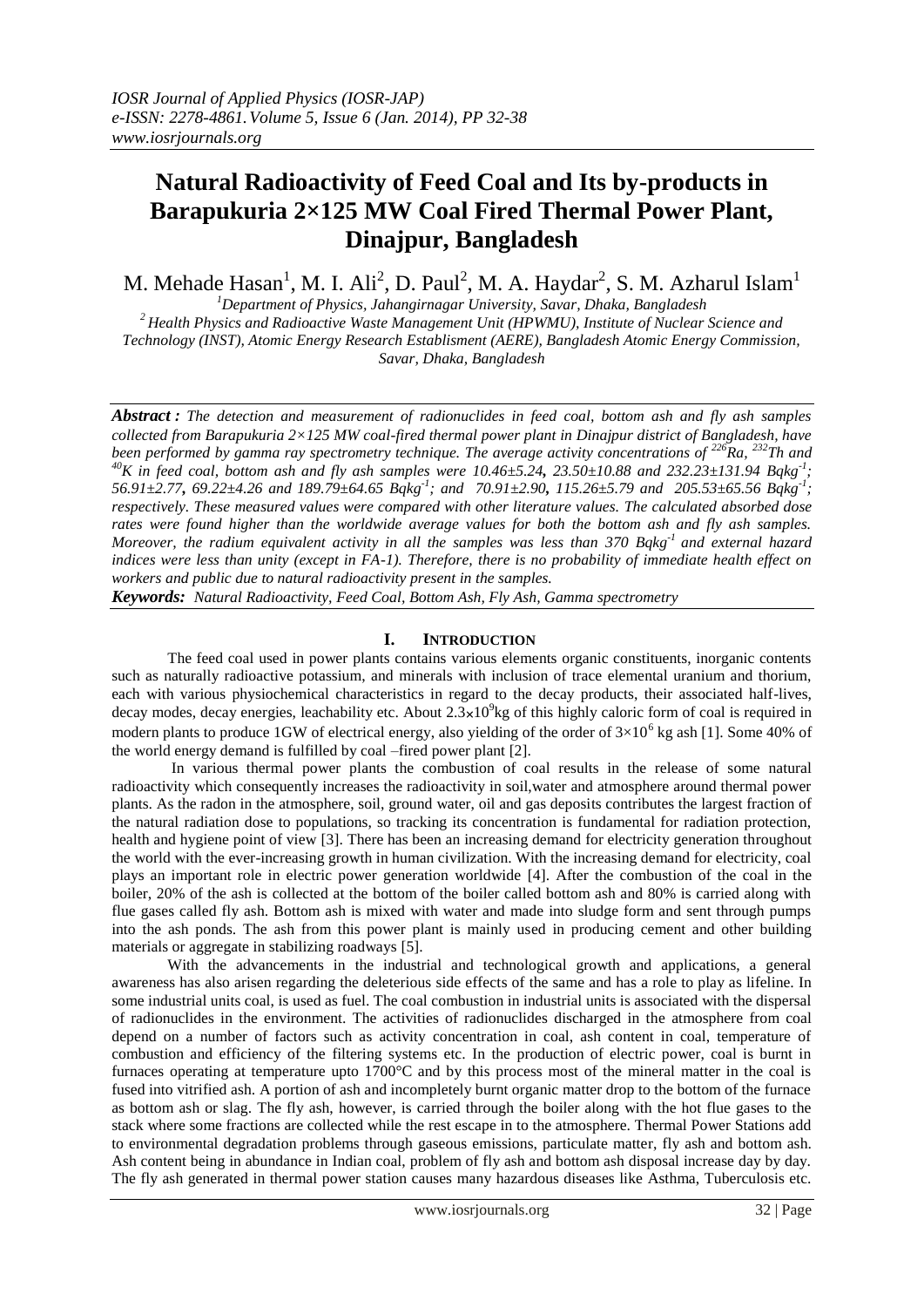*IOSR Journal of Applied Physics (IOSR-JAP)*
*e-ISSN: 2278-4861.Volume 5, Issue 6 (Jan. 2014), PP 32-38*
*www.iosrjournals.org*

# Natural Radioactivity of Feed Coal and Its by-products in Barapukuria 2×125 MW Coal Fired Thermal Power Plant, Dinajpur, Bangladesh

M. Mehade Hasan[1], M. I. Ali[2], D. Paul[2], M. A. Haydar[2], S. M. Azharul Islam[1]

[1]Department of Physics, Jahangirnagar University, Savar, Dhaka, Bangladesh
[2]Health Physics and Radioactive Waste Management Unit (HPWMU), Institute of Nuclear Science and Technology (INST), Atomic Energy Research Establisment (AERE), Bangladesh Atomic Energy Commission, Savar, Dhaka, Bangladesh

***Abstract :*** *The detection and measurement of radionuclides in feed coal, bottom ash and fly ash samples collected from Barapukuria 2×125 MW coal-fired thermal power plant in Dinajpur district of Bangladesh, have been performed by gamma ray spectrometry technique. The average activity concentrations of $^{226}Ra$, $^{232}Th$ and $^{40}K$ in feed coal, bottom ash and fly ash samples were 10.46±5.24, 23.50±10.88 and 232.23±131.94 $Bqkg^{-1}$; 56.91±2.77, 69.22±4.26 and 189.79±64.65 $Bqkg^{-1}$; and 70.91±2.90, 115.26±5.79 and 205.53±65.56 $Bqkg^{-1}$; respectively. These measured values were compared with other literature values. The calculated absorbed dose rates were found higher than the worldwide average values for both the bottom ash and fly ash samples. Moreover, the radium equivalent activity in all the samples was less than 370 $Bqkg^{-1}$ and external hazard indices were less than unity (except in FA-1). Therefore, there is no probability of immediate health effect on workers and public due to natural radioactivity present in the samples.*

***Keywords:*** *Natural Radioactivity, Feed Coal, Bottom Ash, Fly Ash, Gamma spectrometry*

## I. INTRODUCTION

The feed coal used in power plants contains various elements organic constituents, inorganic contents such as naturally radioactive potassium, and minerals with inclusion of trace elemental uranium and thorium, each with various physiochemical characteristics in regard to the decay products, their associated half-lives, decay modes, decay energies, leachability etc. About $2.3\times10^{9}$kg of this highly caloric form of coal is required in modern plants to produce 1GW of electrical energy, also yielding of the order of $3\times10^{6}$ kg ash [1]. Some 40% of the world energy demand is fulfilled by coal –fired power plant [2].

In various thermal power plants the combustion of coal results in the release of some natural radioactivity which consequently increases the radioactivity in soil,water and atmosphere around thermal power plants. As the radon in the atmosphere, soil, ground water, oil and gas deposits contributes the largest fraction of the natural radiation dose to populations, so tracking its concentration is fundamental for radiation protection, health and hygiene point of view [3]. There has been an increasing demand for electricity generation throughout the world with the ever-increasing growth in human civilization. With the increasing demand for electricity, coal plays an important role in electric power generation worldwide [4]. After the combustion of the coal in the boiler, 20% of the ash is collected at the bottom of the boiler called bottom ash and 80% is carried along with flue gases called fly ash. Bottom ash is mixed with water and made into sludge form and sent through pumps into the ash ponds. The ash from this power plant is mainly used in producing cement and other building materials or aggregate in stabilizing roadways [5].

With the advancements in the industrial and technological growth and applications, a general awareness has also arisen regarding the deleterious side effects of the same and has a role to play as lifeline. In some industrial units coal, is used as fuel. The coal combustion in industrial units is associated with the dispersal of radionuclides in the environment. The activities of radionuclides discharged in the atmosphere from coal depend on a number of factors such as activity concentration in coal, ash content in coal, temperature of combustion and efficiency of the filtering systems etc. In the production of electric power, coal is burnt in furnaces operating at temperature upto 1700°C and by this process most of the mineral matter in the coal is fused into vitrified ash. A portion of ash and incompletely burnt organic matter drop to the bottom of the furnace as bottom ash or slag. The fly ash, however, is carried through the boiler along with the hot flue gases to the stack where some fractions are collected while the rest escape in to the atmosphere. Thermal Power Stations add to environmental degradation problems through gaseous emissions, particulate matter, fly ash and bottom ash. Ash content being in abundance in Indian coal, problem of fly ash and bottom ash disposal increase day by day. The fly ash generated in thermal power station causes many hazardous diseases like Asthma, Tuberculosis etc.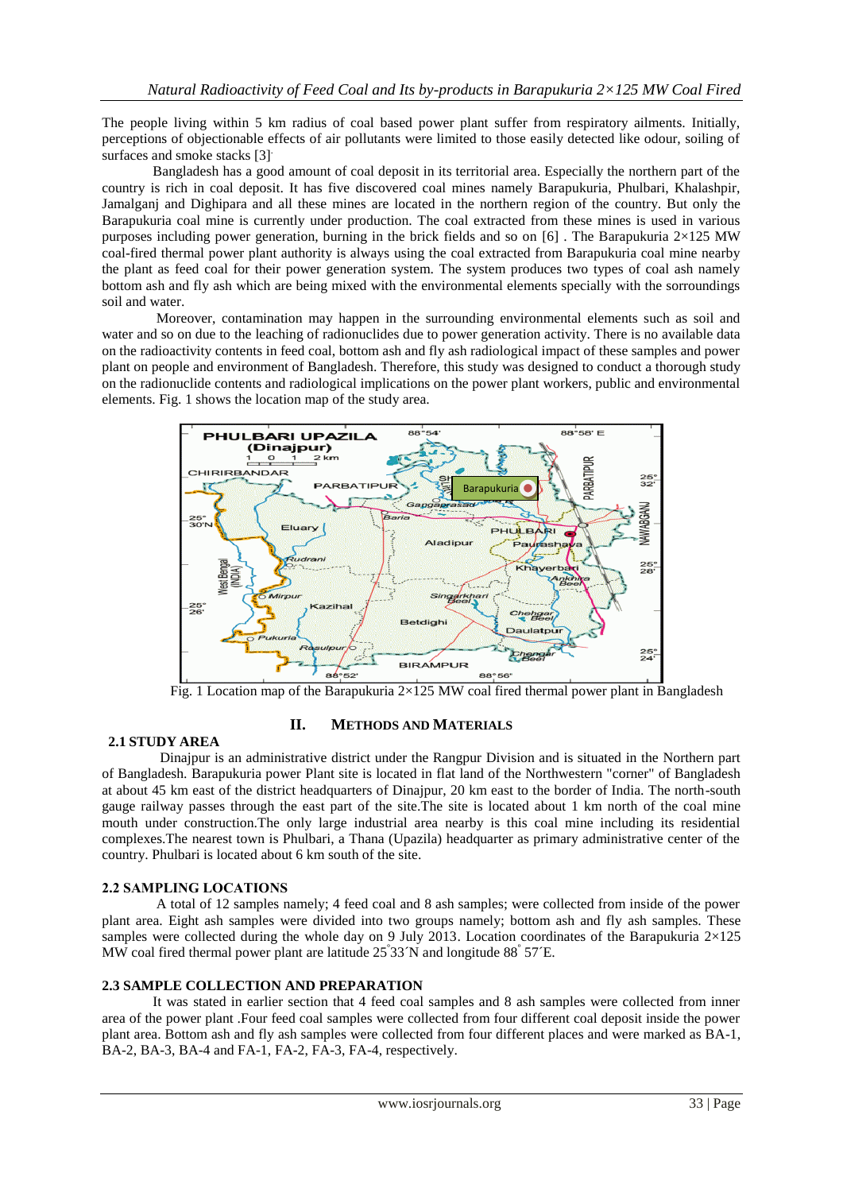The people living within 5 km radius of coal based power plant suffer from respiratory ailments. Initially, perceptions of objectionable effects of air pollutants were limited to those easily detected like odour, soiling of surfaces and smoke stacks [3].

Bangladesh has a good amount of coal deposit in its territorial area. Especially the northern part of the country is rich in coal deposit. It has five discovered coal mines namely Barapukuria, Phulbari, Khalashpir, Jamalganj and Dighipara and all these mines are located in the northern region of the country. But only the Barapukuria coal mine is currently under production. The coal extracted from these mines is used in various purposes including power generation, burning in the brick fields and so on [6] . The Barapukuria 2×125 MW coal-fired thermal power plant authority is always using the coal extracted from Barapukuria coal mine nearby the plant as feed coal for their power generation system. The system produces two types of coal ash namely bottom ash and fly ash which are being mixed with the environmental elements specially with the sorroundings soil and water.

Moreover, contamination may happen in the surrounding environmental elements such as soil and water and so on due to the leaching of radionuclides due to power generation activity. There is no available data on the radioactivity contents in feed coal, bottom ash and fly ash radiological impact of these samples and power plant on people and environment of Bangladesh. Therefore, this study was designed to conduct a thorough study on the radionuclide contents and radiological implications on the power plant workers, public and environmental elements. Fig. 1 shows the location map of the study area.

Fig. 1 Location map of the Barapukuria 2×125 MW coal fired thermal power plant in Bangladesh

## II. Methods and Materials

### 2.1 STUDY AREA

Dinajpur is an administrative district under the Rangpur Division and is situated in the Northern part of Bangladesh. Barapukuria power Plant site is located in flat land of the Northwestern "corner" of Bangladesh at about 45 km east of the district headquarters of Dinajpur, 20 km east to the border of India. The north-south gauge railway passes through the east part of the site.The site is located about 1 km north of the coal mine mouth under construction.The only large industrial area nearby is this coal mine including its residential complexes.The nearest town is Phulbari, a Thana (Upazila) headquarter as primary administrative center of the country. Phulbari is located about 6 km south of the site.

### 2.2 SAMPLING LOCATIONS

A total of 12 samples namely; 4 feed coal and 8 ash samples; were collected from inside of the power plant area. Eight ash samples were divided into two groups namely; bottom ash and fly ash samples. These samples were collected during the whole day on 9 July 2013. Location coordinates of the Barapukuria 2×125 MW coal fired thermal power plant are latitude 25°33´N and longitude 88° 57´E.

### 2.3 SAMPLE COLLECTION AND PREPARATION

It was stated in earlier section that 4 feed coal samples and 8 ash samples were collected from inner area of the power plant .Four feed coal samples were collected from four different coal deposit inside the power plant area. Bottom ash and fly ash samples were collected from four different places and were marked as BA-1, BA-2, BA-3, BA-4 and FA-1, FA-2, FA-3, FA-4, respectively.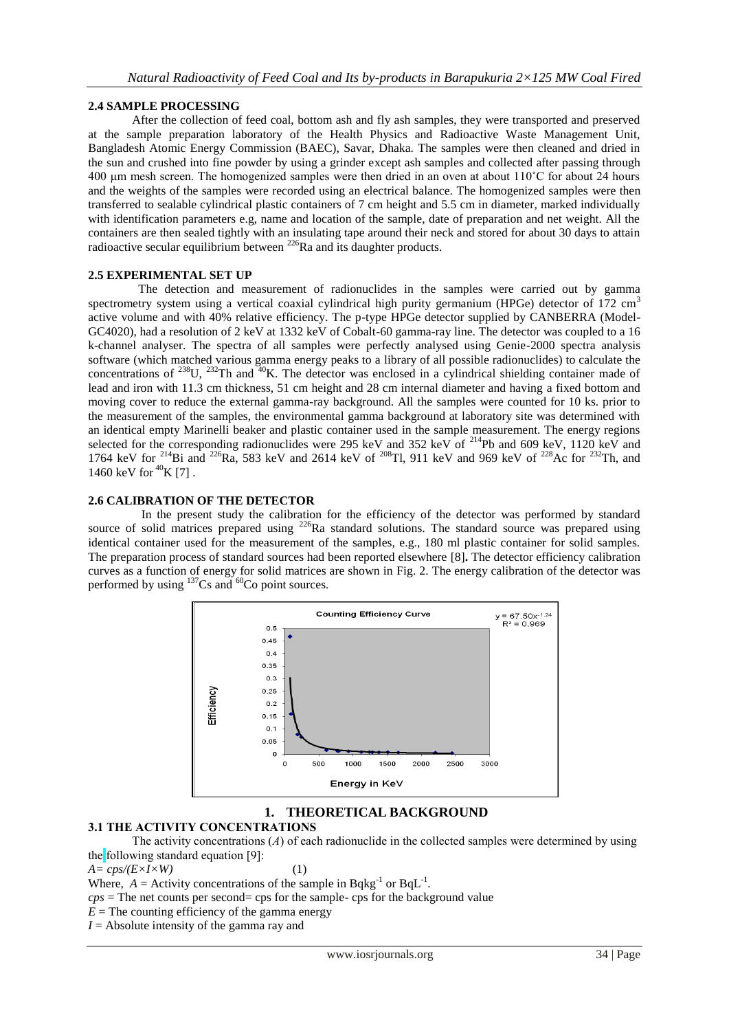### 2.4 SAMPLE PROCESSING

After the collection of feed coal, bottom ash and fly ash samples, they were transported and preserved at the sample preparation laboratory of the Health Physics and Radioactive Waste Management Unit, Bangladesh Atomic Energy Commission (BAEC), Savar, Dhaka. The samples were then cleaned and dried in the sun and crushed into fine powder by using a grinder except ash samples and collected after passing through 400 μm mesh screen. The homogenized samples were then dried in an oven at about 110˚C for about 24 hours and the weights of the samples were recorded using an electrical balance. The homogenized samples were then transferred to sealable cylindrical plastic containers of 7 cm height and 5.5 cm in diameter, marked individually with identification parameters e.g, name and location of the sample, date of preparation and net weight. All the containers are then sealed tightly with an insulating tape around their neck and stored for about 30 days to attain radioactive secular equilibrium between $^{226}$Ra and its daughter products.

### 2.5 EXPERIMENTAL SET UP

The detection and measurement of radionuclides in the samples were carried out by gamma spectrometry system using a vertical coaxial cylindrical high purity germanium (HPGe) detector of 172 cm$^3$ active volume and with 40% relative efficiency. The p-type HPGe detector supplied by CANBERRA (Model-GC4020), had a resolution of 2 keV at 1332 keV of Cobalt-60 gamma-ray line. The detector was coupled to a 16 k-channel analyser. The spectra of all samples were perfectly analysed using Genie-2000 spectra analysis software (which matched various gamma energy peaks to a library of all possible radionuclides) to calculate the concentrations of $^{238}$U, $^{232}$Th and $^{40}$K. The detector was enclosed in a cylindrical shielding container made of lead and iron with 11.3 cm thickness, 51 cm height and 28 cm internal diameter and having a fixed bottom and moving cover to reduce the external gamma-ray background. All the samples were counted for 10 ks. prior to the measurement of the samples, the environmental gamma background at laboratory site was determined with an identical empty Marinelli beaker and plastic container used in the sample measurement. The energy regions selected for the corresponding radionuclides were 295 keV and 352 keV of $^{214}$Pb and 609 keV, 1120 keV and 1764 keV for $^{214}$Bi and $^{226}$Ra, 583 keV and 2614 keV of $^{208}$Tl, 911 keV and 969 keV of $^{228}$Ac for $^{232}$Th, and 1460 keV for $^{40}$K [7] .

### 2.6 CALIBRATION OF THE DETECTOR

In the present study the calibration for the efficiency of the detector was performed by standard source of solid matrices prepared using $^{226}$Ra standard solutions. The standard source was prepared using identical container used for the measurement of the samples, e.g., 180 ml plastic container for solid samples. The preparation process of standard sources had been reported elsewhere [8]**.** The detector efficiency calibration curves as a function of energy for solid matrices are shown in Fig. 2. The energy calibration of the detector was performed by using $^{137}$Cs and $^{60}$Co point sources.

## 1. THEORETICAL BACKGROUND

### 3.1 THE ACTIVITY CONCENTRATIONS

The activity concentrations ($A$) of each radionuclide in the collected samples were determined by using the following standard equation [9]:

$$A = cps/(E \times I \times W) \quad (1)$$

Where, $A$ = Activity concentrations of the sample in Bqkg$^{-1}$ or BqL$^{-1}$.

$cps$ = The net counts per second= cps for the sample- cps for the background value

$E$ = The counting efficiency of the gamma energy

$I$ = Absolute intensity of the gamma ray and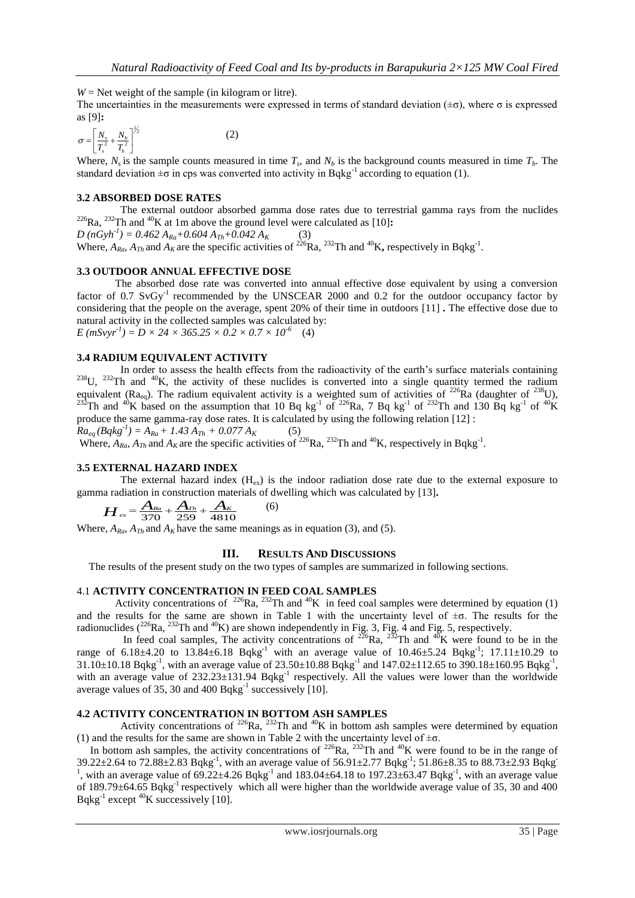$W$ = Net weight of the sample (in kilogram or litre).

The uncertainties in the measurements were expressed in terms of standard deviation (±σ), where σ is expressed as [9]**:**

$$\sigma = \left[ \frac{N_s}{T_s^2} + \frac{N_b}{T_b^2} \right]^{\frac{1}{2}} \qquad (2)$$

Where, $N_s$ is the sample counts measured in time $T_s$, and $N_b$ is the background counts measured in time $T_b$. The standard deviation ±σ in cps was converted into activity in $Bqkg^{-1}$ according to equation (1).

### 3.2 ABSORBED DOSE RATES

The external outdoor absorbed gamma dose rates due to terrestrial gamma rays from the nuclides $^{226}Ra$, $^{232}Th$ and $^{40}K$ at 1m above the ground level were calculated as [10]**:**

$$D\ (nGyh^{-1}) = 0.462\ A_{Ra} + 0.604\ A_{Th} + 0.042\ A_K \qquad (3)$$

Where, $A_{Ra}$, $A_{Th}$ and $A_K$ are the specific activities of $^{226}Ra$, $^{232}Th$ and $^{40}K$**,** respectively in $Bqkg^{-1}$.

### 3.3 OUTDOOR ANNUAL EFFECTIVE DOSE

The absorbed dose rate was converted into annual effective dose equivalent by using a conversion factor of 0.7 $SvGy^{-1}$ recommended by the UNSCEAR 2000 and 0.2 for the outdoor occupancy factor by considering that the people on the average, spent 20% of their time in outdoors [11] **.** The effective dose due to natural activity in the collected samples was calculated by:

$$E\ (mSvyr^{-1}) = D \times 24 \times 365.25 \times 0.2 \times 0.7 \times 10^{-6} \qquad (4)$$

### 3.4 RADIUM EQUIVALENT ACTIVITY

In order to assess the health effects from the radioactivity of the earth's surface materials containing $^{238}U$, $^{232}Th$ and $^{40}K$, the activity of these nuclides is converted into a single quantity termed the radium equivalent ($Ra_{eq}$). The radium equivalent activity is a weighted sum of activities of $^{226}Ra$ (daughter of $^{238}U$), $^{232}Th$ and $^{40}K$ based on the assumption that 10 Bq $kg^{-1}$ of $^{226}Ra$, 7 Bq $kg^{-1}$ of $^{232}Th$ and 130 Bq $kg^{-1}$ of $^{40}K$ produce the same gamma-ray dose rates. It is calculated by using the following relation [12] :

$$Ra_{eq}\ (Bqkg^{-1}) = A_{Ra} + 1.43\ A_{Th} + 0.077\ A_K \qquad (5)$$

Where, $A_{Ra}$, $A_{Th}$ and $A_K$ are the specific activities of $^{226}Ra$, $^{232}Th$ and $^{40}K$, respectively in $Bqkg^{-1}$.

### 3.5 EXTERNAL HAZARD INDEX

The external hazard index ($H_{ex}$) is the indoor radiation dose rate due to the external exposure to gamma radiation in construction materials of dwelling which was calculated by [13]**.**

$$H_{ex} = \frac{A_{Ra}}{370} + \frac{A_{Th}}{259} + \frac{A_K}{4810} \qquad (6)$$

Where, $A_{Ra}$, $A_{Th}$ and $A_K$ have the same meanings as in equation (3), and (5).

## III. RESULTS AND DISCUSSIONS

The results of the present study on the two types of samples are summarized in following sections.

### 4.1 ACTIVITY CONCENTRATION IN FEED COAL SAMPLES

Activity concentrations of $^{226}Ra$, $^{232}Th$ and $^{40}K$ in feed coal samples were determined by equation (1) and the results for the same are shown in Table 1 with the uncertainty level of ±σ. The results for the radionuclides ($^{226}Ra$, $^{232}Th$ and $^{40}K$) are shown independently in Fig. 3, Fig. 4 and Fig. 5, respectively.

In feed coal samples, The activity concentrations of $^{226}Ra$, $^{232}Th$ and $^{40}K$ were found to be in the range of 6.18±4.20 to 13.84±6.18 $Bqkg^{-1}$ with an average value of 10.46±5.24 $Bqkg^{-1}$; 17.11±10.29 to 31.10±10.18 $Bqkg^{-1}$, with an average value of 23.50±10.88 $Bqkg^{-1}$ and 147.02±112.65 to 390.18±160.95 $Bqkg^{-1}$, with an average value of 232.23±131.94 $Bqkg^{-1}$ respectively. All the values were lower than the worldwide average values of 35, 30 and 400 $Bqkg^{-1}$ successively [10].

### 4.2 ACTIVITY CONCENTRATION IN BOTTOM ASH SAMPLES

Activity concentrations of $^{226}Ra$, $^{232}Th$ and $^{40}K$ in bottom ash samples were determined by equation (1) and the results for the same are shown in Table 2 with the uncertainty level of ±σ.

In bottom ash samples, the activity concentrations of $^{226}Ra$, $^{232}Th$ and $^{40}K$ were found to be in the range of 39.22±2.64 to 72.88±2.83 $Bqkg^{-1}$, with an average value of 56.91±2.77 $Bqkg^{-1}$; 51.86±8.35 to 88.73±2.93 $Bqkg^{-1}$, with an average value of 69.22±4.26 $Bqkg^{-1}$ and 183.04±64.18 to 197.23±63.47 $Bqkg^{-1}$, with an average value of 189.79±64.65 $Bqkg^{-1}$ respectively which all were higher than the worldwide average value of 35, 30 and 400 $Bqkg^{-1}$ except $^{40}K$ successively [10].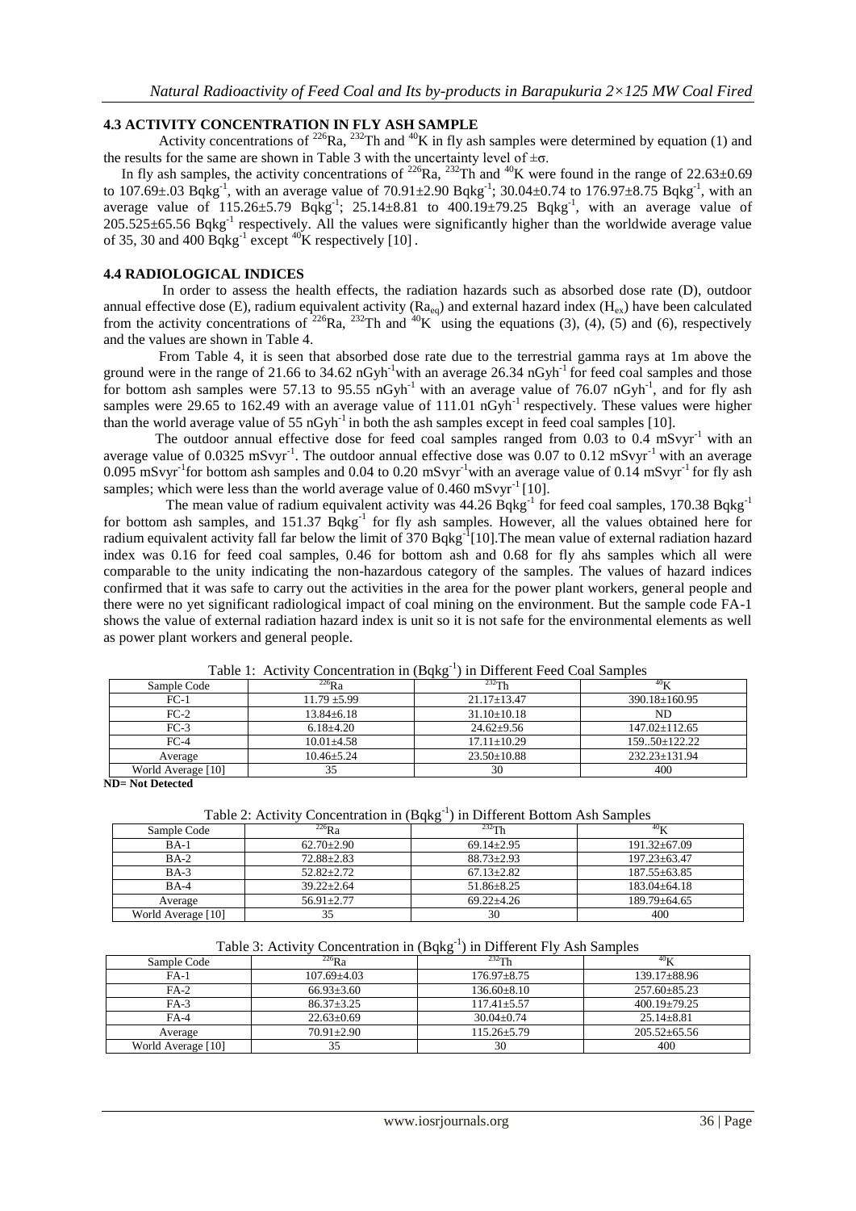### 4.3 ACTIVITY CONCENTRATION IN FLY ASH SAMPLE

Activity concentrations of $^{226}$Ra, $^{232}$Th and $^{40}$K in fly ash samples were determined by equation (1) and the results for the same are shown in Table 3 with the uncertainty level of $\pm\sigma$.

In fly ash samples, the activity concentrations of $^{226}$Ra, $^{232}$Th and $^{40}$K were found in the range of 22.63±0.69 to 107.69±.03 Bqkg$^{-1}$, with an average value of 70.91±2.90 Bqkg$^{-1}$; 30.04±0.74 to 176.97±8.75 Bqkg$^{-1}$, with an average value of 115.26±5.79 Bqkg$^{-1}$; 25.14±8.81 to 400.19±79.25 Bqkg$^{-1}$, with an average value of 205.525±65.56 Bqkg$^{-1}$ respectively. All the values were significantly higher than the worldwide average value of 35, 30 and 400 Bqkg$^{-1}$ except $^{40}$K respectively [10].

### 4.4 RADIOLOGICAL INDICES

In order to assess the health effects, the radiation hazards such as absorbed dose rate (D), outdoor annual effective dose (E), radium equivalent activity ($Ra_{eq}$) and external hazard index ($H_{ex}$) have been calculated from the activity concentrations of $^{226}$Ra, $^{232}$Th and $^{40}$K using the equations (3), (4), (5) and (6), respectively and the values are shown in Table 4.

From Table 4, it is seen that absorbed dose rate due to the terrestrial gamma rays at 1m above the ground were in the range of 21.66 to 34.62 nGyh$^{-1}$with an average 26.34 nGyh$^{-1}$ for feed coal samples and those for bottom ash samples were 57.13 to 95.55 nGyh$^{-1}$ with an average value of 76.07 nGyh$^{-1}$, and for fly ash samples were 29.65 to 162.49 with an average value of 111.01 nGyh$^{-1}$ respectively. These values were higher than the world average value of 55 nGyh$^{-1}$ in both the ash samples except in feed coal samples [10].

The outdoor annual effective dose for feed coal samples ranged from 0.03 to 0.4 mSvyr$^{-1}$ with an average value of 0.0325 mSvyr$^{-1}$. The outdoor annual effective dose was 0.07 to 0.12 mSvyr$^{-1}$ with an average 0.095 mSvyr$^{-1}$for bottom ash samples and 0.04 to 0.20 mSvyr$^{-1}$with an average value of 0.14 mSvyr$^{-1}$ for fly ash samples; which were less than the world average value of 0.460 mSvyr$^{-1}$ [10].

The mean value of radium equivalent activity was 44.26 Bqkg$^{-1}$ for feed coal samples, 170.38 Bqkg$^{-1}$ for bottom ash samples, and 151.37 Bqkg$^{-1}$ for fly ash samples. However, all the values obtained here for radium equivalent activity fall far below the limit of 370 Bqkg$^{-1}$[10].The mean value of external radiation hazard index was 0.16 for feed coal samples, 0.46 for bottom ash and 0.68 for fly ahs samples which all were comparable to the unity indicating the non-hazardous category of the samples. The values of hazard indices confirmed that it was safe to carry out the activities in the area for the power plant workers, general people and there were no yet significant radiological impact of coal mining on the environment. But the sample code FA-1 shows the value of external radiation hazard index is unit so it is not safe for the environmental elements as well as power plant workers and general people.

Table 1: Activity Concentration in (Bqkg$^{-1}$) in Different Feed Coal Samples

| Sample Code | $^{226}$Ra | $^{232}$Th | $^{40}$K |
|---|---|---|---|
| FC-1 | 11.79 ±5.99 | 21.17±13.47 | 390.18±160.95 |
| FC-2 | 13.84±6.18 | 31.10±10.18 | ND |
| FC-3 | 6.18±4.20 | 24.62±9.56 | 147.02±112.65 |
| FC-4 | 10.01±4.58 | 17.11±10.29 | 159..50±122.22 |
| Average | 10.46±5.24 | 23.50±10.88 | 232.23±131.94 |
| World Average [10] | 35 | 30 | 400 |

**ND= Not Detected**

Table 2: Activity Concentration in (Bqkg$^{-1}$) in Different Bottom Ash Samples

| Sample Code | $^{226}$Ra | $^{232}$Th | $^{40}$K |
|---|---|---|---|
| BA-1 | 62.70±2.90 | 69.14±2.95 | 191.32±67.09 |
| BA-2 | 72.88±2.83 | 88.73±2.93 | 197.23±63.47 |
| BA-3 | 52.82±2.72 | 67.13±2.82 | 187.55±63.85 |
| BA-4 | 39.22±2.64 | 51.86±8.25 | 183.04±64.18 |
| Average | 56.91±2.77 | 69.22±4.26 | 189.79±64.65 |
| World Average [10] | 35 | 30 | 400 |

Table 3: Activity Concentration in (Bqkg$^{-1}$) in Different Fly Ash Samples

| Sample Code | $^{226}$Ra | $^{232}$Th | $^{40}$K |
|---|---|---|---|
| FA-1 | 107.69±4.03 | 176.97±8.75 | 139.17±88.96 |
| FA-2 | 66.93±3.60 | 136.60±8.10 | 257.60±85.23 |
| FA-3 | 86.37±3.25 | 117.41±5.57 | 400.19±79.25 |
| FA-4 | 22.63±0.69 | 30.04±0.74 | 25.14±8.81 |
| Average | 70.91±2.90 | 115.26±5.79 | 205.52±65.56 |
| World Average [10] | 35 | 30 | 400 |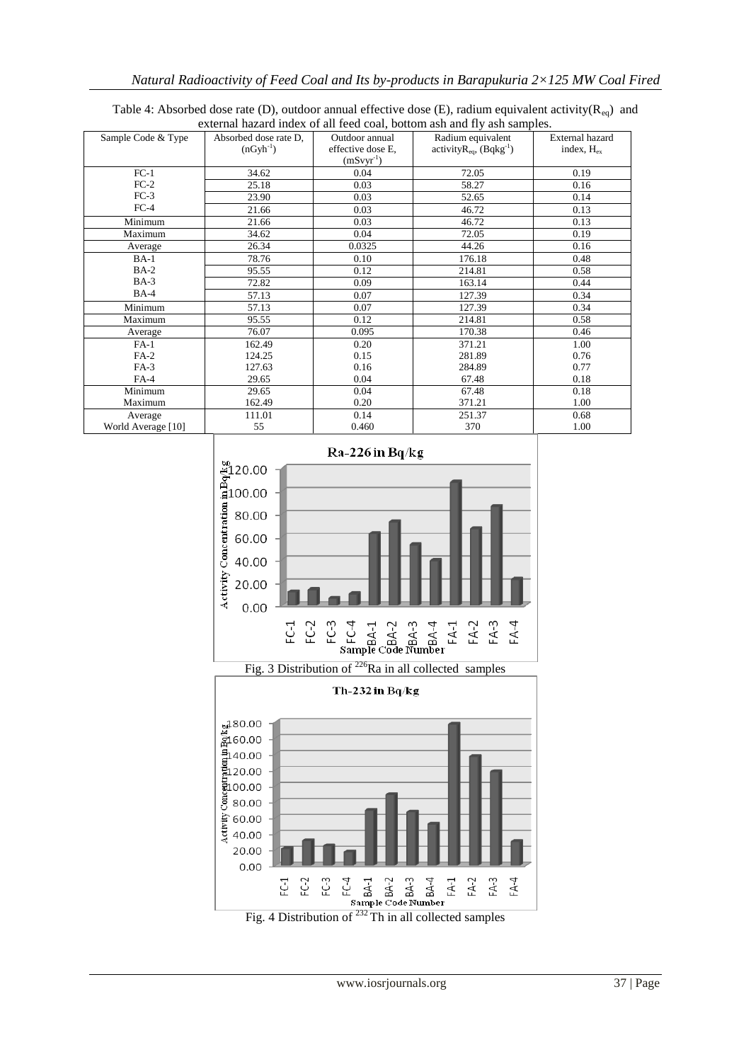Table 4: Absorbed dose rate (D), outdoor annual effective dose (E), radium equivalent activity($R_{eq}$) and external hazard index of all feed coal, bottom ash and fly ash samples.

| Sample Code & Type | Absorbed dose rate D, ($nGyh^{-1}$) | Outdoor annual effective dose E, ($mSvyr^{-1}$) | Radium equivalent activity$R_{eq}$, ($Bqkg^{-1}$) | External hazard index, $H_{ex}$ |
|---|---|---|---|---|
| FC-1 | 34.62 | 0.04 | 72.05 | 0.19 |
| FC-2 | 25.18 | 0.03 | 58.27 | 0.16 |
| FC-3 | 23.90 | 0.03 | 52.65 | 0.14 |
| FC-4 | 21.66 | 0.03 | 46.72 | 0.13 |
| Minimum | 21.66 | 0.03 | 46.72 | 0.13 |
| Maximum | 34.62 | 0.04 | 72.05 | 0.19 |
| Average | 26.34 | 0.0325 | 44.26 | 0.16 |
| BA-1 | 78.76 | 0.10 | 176.18 | 0.48 |
| BA-2 | 95.55 | 0.12 | 214.81 | 0.58 |
| BA-3 | 72.82 | 0.09 | 163.14 | 0.44 |
| BA-4 | 57.13 | 0.07 | 127.39 | 0.34 |
| Minimum | 57.13 | 0.07 | 127.39 | 0.34 |
| Maximum | 95.55 | 0.12 | 214.81 | 0.58 |
| Average | 76.07 | 0.095 | 170.38 | 0.46 |
| FA-1 | 162.49 | 0.20 | 371.21 | 1.00 |
| FA-2 | 124.25 | 0.15 | 281.89 | 0.76 |
| FA-3 | 127.63 | 0.16 | 284.89 | 0.77 |
| FA-4 | 29.65 | 0.04 | 67.48 | 0.18 |
| Minimum | 29.65 | 0.04 | 67.48 | 0.18 |
| Maximum | 162.49 | 0.20 | 371.21 | 1.00 |
| Average | 111.01 | 0.14 | 251.37 | 0.68 |
| World Average [10] | 55 | 0.460 | 370 | 1.00 |

Fig. 3 Distribution of $^{226}Ra$ in all collected samples

Fig. 4 Distribution of $^{232}Th$ in all collected samples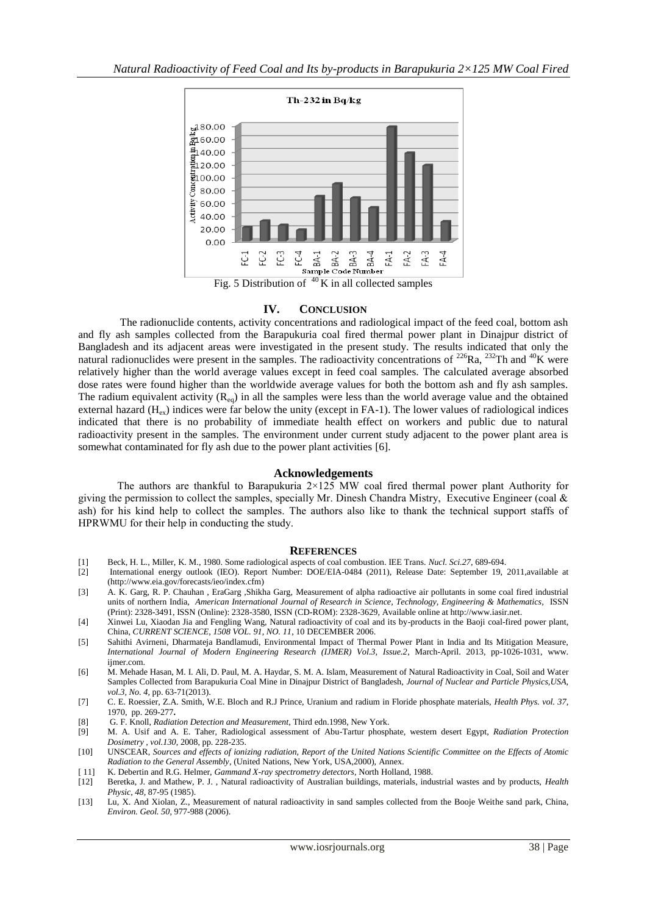Th-232 in Bq/kg

Activity Concentration in Bq/kg

180.00
160.00
140.00
120.00
100.00
80.00
60.00
40.00
20.00
0.00

FC-1 FC-2 FC-3 FC-4 BA-1 BA-2 BA-3 BA-4 FA-1 FA-2 FA-3 FA-4

Sample Code Number

Fig. 5 Distribution of $^{40}$K in all collected samples

## IV. CONCLUSION

The radionuclide contents, activity concentrations and radiological impact of the feed coal, bottom ash and fly ash samples collected from the Barapukuria coal fired thermal power plant in Dinajpur district of Bangladesh and its adjacent areas were investigated in the present study. The results indicated that only the natural radionuclides were present in the samples. The radioactivity concentrations of $^{226}$Ra, $^{232}$Th and $^{40}$K were relatively higher than the world average values except in feed coal samples. The calculated average absorbed dose rates were found higher than the worldwide average values for both the bottom ash and fly ash samples. The radium equivalent activity ($R_{eq}$) in all the samples were less than the world average value and the obtained external hazard ($H_{ex}$) indices were far below the unity (except in FA-1). The lower values of radiological indices indicated that there is no probability of immediate health effect on workers and public due to natural radioactivity present in the samples. The environment under current study adjacent to the power plant area is somewhat contaminated for fly ash due to the power plant activities [6].

### Acknowledgements

The authors are thankful to Barapukuria 2×125 MW coal fired thermal power plant Authority for giving the permission to collect the samples, specially Mr. Dinesh Chandra Mistry, Executive Engineer (coal & ash) for his kind help to collect the samples. The authors also like to thank the technical support staffs of HPRWMU for their help in conducting the study.

## REFERENCES

[1] Beck, H. L., Miller, K. M., 1980. Some radiological aspects of coal combustion. IEE Trans. *Nucl. Sci.27*, 689-694.

[2] International energy outlook (IEO). Report Number: DOE/EIA-0484 (2011), Release Date: September 19, 2011,available at (http://www.eia.gov/forecasts/ieo/index.cfm)

[3] A. K. Garg, R. P. Chauhan , EraGarg ,Shikha Garg, Measurement of alpha radioactive air pollutants in some coal fired industrial units of northern India, *American International Journal of Research in Science, Technology, Engineering & Mathematics*, ISSN (Print): 2328-3491, ISSN (Online): 2328-3580, ISSN (CD-ROM): 2328-3629, Available online at http://www.iasir.net.

[4] Xinwei Lu, Xiaodan Jia and Fengling Wang, Natural radioactivity of coal and its by-products in the Baoji coal-fired power plant, China, *CURRENT SCIENCE, 1508 VOL. 91, NO. 11*, 10 DECEMBER 2006.

[5] Sahithi Avirneni, Dharmateja Bandlamudi, Environmental Impact of Thermal Power Plant in India and Its Mitigation Measure, *International Journal of Modern Engineering Research (IJMER) Vol.3, Issue.2*, March-April. 2013, pp-1026-1031, www.ijmer.com.

[6] M. Mehade Hasan, M. I. Ali, D. Paul, M. A. Haydar, S. M. A. Islam, Measurement of Natural Radioactivity in Coal, Soil and Water Samples Collected from Barapukuria Coal Mine in Dinajpur District of Bangladesh, *Journal of Nuclear and Particle Physics,USA, vol.3, No. 4*, pp. 63-71(2013).

[7] C. E. Roessier, Z.A. Smith, W.E. Bloch and R.J Prince, Uranium and radium in Floride phosphate materials, *Health Phys. vol. 37*, 1970, pp. 269-277**.**

[8] G. F. Knoll, *Radiation Detection and Measurement*, Third edn.1998, New York.

[9] M. A. Usif and A. E. Taher, Radiological assessment of Abu-Tartur phosphate, western desert Egypt, *Radiation Protection Dosimetry , vol.130*, 2008, pp. 228-235.

[10] UNSCEAR, *Sources and effects of ionizing radiation, Report of the United Nations Scientific Committee on the Effects of Atomic Radiation to the General Assembly*, (United Nations, New York, USA,2000), Annex.

[11] K. Debertin and R.G. Helmer, *Gammand X-ray spectrometry detectors*, North Holland, 1988.

[12] Beretka, J. and Mathew, P. J. , Natural radioactivity of Australian buildings, materials, industrial wastes and by products, *Health Physic, 48*, 87-95 (1985).

[13] Lu, X. And Xiolan, Z., Measurement of natural radioactivity in sand samples collected from the Booje Weithe sand park, China, *Environ. Geol. 50*, 977-988 (2006).